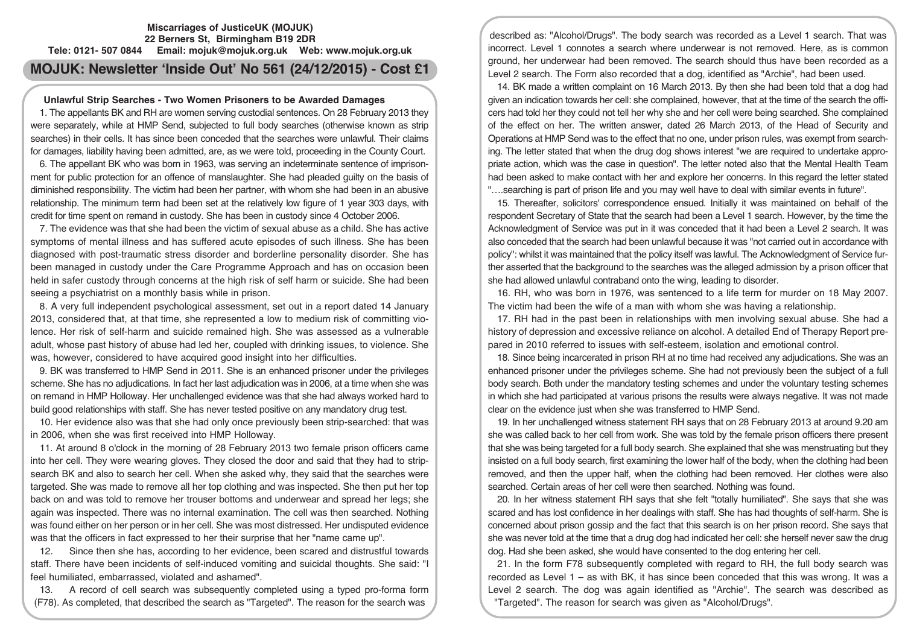**Miscarriages of JusticeUK (MOJUK)**
**22 Berners St, Birmingham B19 2DR**
**Tele: 0121- 507 0844 Email: mojuk@mojuk.org.uk Web: www.mojuk.org.uk**

# MOJUK: Newsletter 'Inside Out' No 561 (24/12/2015) - Cost £1

## Unlawful Strip Searches - Two Women Prisoners to be Awarded Damages

1. The appellants BK and RH are women serving custodial sentences. On 28 February 2013 they were separately, while at HMP Send, subjected to full body searches (otherwise known as strip searches) in their cells. It has since been conceded that the searches were unlawful. Their claims for damages, liability having been admitted, are, as we were told, proceeding in the County Court.

6. The appellant BK who was born in 1963, was serving an indeterminate sentence of imprisonment for public protection for an offence of manslaughter. She had pleaded guilty on the basis of diminished responsibility. The victim had been her partner, with whom she had been in an abusive relationship. The minimum term had been set at the relatively low figure of 1 year 303 days, with credit for time spent on remand in custody. She has been in custody since 4 October 2006.

7. The evidence was that she had been the victim of sexual abuse as a child. She has active symptoms of mental illness and has suffered acute episodes of such illness. She has been diagnosed with post-traumatic stress disorder and borderline personality disorder. She has been managed in custody under the Care Programme Approach and has on occasion been held in safer custody through concerns at the high risk of self harm or suicide. She had been seeing a psychiatrist on a monthly basis while in prison.

8. A very full independent psychological assessment, set out in a report dated 14 January 2013, considered that, at that time, she represented a low to medium risk of committing violence. Her risk of self-harm and suicide remained high. She was assessed as a vulnerable adult, whose past history of abuse had led her, coupled with drinking issues, to violence. She was, however, considered to have acquired good insight into her difficulties.

9. BK was transferred to HMP Send in 2011. She is an enhanced prisoner under the privileges scheme. She has no adjudications. In fact her last adjudication was in 2006, at a time when she was on remand in HMP Holloway. Her unchallenged evidence was that she had always worked hard to build good relationships with staff. She has never tested positive on any mandatory drug test.

10. Her evidence also was that she had only once previously been strip-searched: that was in 2006, when she was first received into HMP Holloway.

11. At around 8 o'clock in the morning of 28 February 2013 two female prison officers came into her cell. They were wearing gloves. They closed the door and said that they had to strip-search BK and also to search her cell. When she asked why, they said that the searches were targeted. She was made to remove all her top clothing and was inspected. She then put her top back on and was told to remove her trouser bottoms and underwear and spread her legs; she again was inspected. There was no internal examination. The cell was then searched. Nothing was found either on her person or in her cell. She was most distressed. Her undisputed evidence was that the officers in fact expressed to her their surprise that her "name came up".

12. Since then she has, according to her evidence, been scared and distrustful towards staff. There have been incidents of self-induced vomiting and suicidal thoughts. She said: "I feel humiliated, embarrassed, violated and ashamed".

13. A record of cell search was subsequently completed using a typed pro-forma form (F78). As completed, that described the search as "Targeted". The reason for the search was described as: "Alcohol/Drugs". The body search was recorded as a Level 1 search. That was incorrect. Level 1 connotes a search where underwear is not removed. Here, as is common ground, her underwear had been removed. The search should thus have been recorded as a Level 2 search. The Form also recorded that a dog, identified as "Archie", had been used.

14. BK made a written complaint on 16 March 2013. By then she had been told that a dog had given an indication towards her cell: she complained, however, that at the time of the search the officers had told her they could not tell her why she and her cell were being searched. She complained of the effect on her. The written answer, dated 26 March 2013, of the Head of Security and Operations at HMP Send was to the effect that no one, under prison rules, was exempt from searching. The letter stated that when the drug dog shows interest "we are required to undertake appropriate action, which was the case in question". The letter noted also that the Mental Health Team had been asked to make contact with her and explore her concerns. In this regard the letter stated "….searching is part of prison life and you may well have to deal with similar events in future".

15. Thereafter, solicitors' correspondence ensued. Initially it was maintained on behalf of the respondent Secretary of State that the search had been a Level 1 search. However, by the time the Acknowledgment of Service was put in it was conceded that it had been a Level 2 search. It was also conceded that the search had been unlawful because it was "not carried out in accordance with policy": whilst it was maintained that the policy itself was lawful. The Acknowledgment of Service further asserted that the background to the searches was the alleged admission by a prison officer that she had allowed unlawful contraband onto the wing, leading to disorder.

16. RH, who was born in 1976, was sentenced to a life term for murder on 18 May 2007. The victim had been the wife of a man with whom she was having a relationship.

17. RH had in the past been in relationships with men involving sexual abuse. She had a history of depression and excessive reliance on alcohol. A detailed End of Therapy Report prepared in 2010 referred to issues with self-esteem, isolation and emotional control.

18. Since being incarcerated in prison RH at no time had received any adjudications. She was an enhanced prisoner under the privileges scheme. She had not previously been the subject of a full body search. Both under the mandatory testing schemes and under the voluntary testing schemes in which she had participated at various prisons the results were always negative. It was not made clear on the evidence just when she was transferred to HMP Send.

19. In her unchallenged witness statement RH says that on 28 February 2013 at around 9.20 am she was called back to her cell from work. She was told by the female prison officers there present that she was being targeted for a full body search. She explained that she was menstruating but they insisted on a full body search, first examining the lower half of the body, when the clothing had been removed, and then the upper half, when the clothing had been removed. Her clothes were also searched. Certain areas of her cell were then searched. Nothing was found.

20. In her witness statement RH says that she felt "totally humiliated". She says that she was scared and has lost confidence in her dealings with staff. She has had thoughts of self-harm. She is concerned about prison gossip and the fact that this search is on her prison record. She says that she was never told at the time that a drug dog had indicated her cell: she herself never saw the drug dog. Had she been asked, she would have consented to the dog entering her cell.

21. In the form F78 subsequently completed with regard to RH, the full body search was recorded as Level 1 – as with BK, it has since been conceded that this was wrong. It was a Level 2 search. The dog was again identified as "Archie". The search was described as "Targeted". The reason for search was given as "Alcohol/Drugs".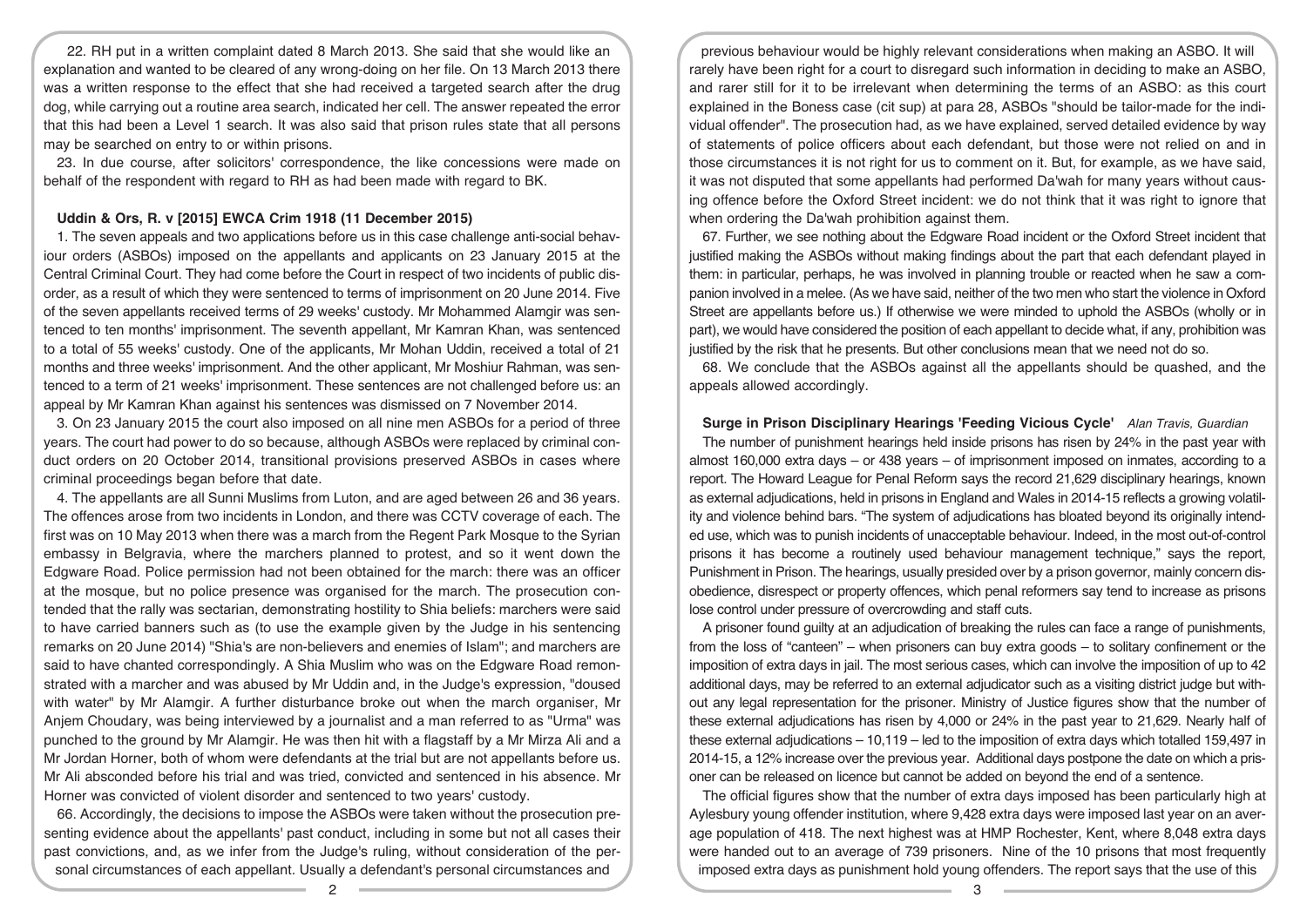22. RH put in a written complaint dated 8 March 2013. She said that she would like an explanation and wanted to be cleared of any wrong-doing on her file. On 13 March 2013 there was a written response to the effect that she had received a targeted search after the drug dog, while carrying out a routine area search, indicated her cell. The answer repeated the error that this had been a Level 1 search. It was also said that prison rules state that all persons may be searched on entry to or within prisons.

23. In due course, after solicitors' correspondence, the like concessions were made on behalf of the respondent with regard to RH as had been made with regard to BK.

### Uddin & Ors, R. v [2015] EWCA Crim 1918 (11 December 2015)

1. The seven appeals and two applications before us in this case challenge anti-social behaviour orders (ASBOs) imposed on the appellants and applicants on 23 January 2015 at the Central Criminal Court. They had come before the Court in respect of two incidents of public disorder, as a result of which they were sentenced to terms of imprisonment on 20 June 2014. Five of the seven appellants received terms of 29 weeks' custody. Mr Mohammed Alamgir was sentenced to ten months' imprisonment. The seventh appellant, Mr Kamran Khan, was sentenced to a total of 55 weeks' custody. One of the applicants, Mr Mohan Uddin, received a total of 21 months and three weeks' imprisonment. And the other applicant, Mr Moshiur Rahman, was sentenced to a term of 21 weeks' imprisonment. These sentences are not challenged before us: an appeal by Mr Kamran Khan against his sentences was dismissed on 7 November 2014.

3. On 23 January 2015 the court also imposed on all nine men ASBOs for a period of three years. The court had power to do so because, although ASBOs were replaced by criminal conduct orders on 20 October 2014, transitional provisions preserved ASBOs in cases where criminal proceedings began before that date.

4. The appellants are all Sunni Muslims from Luton, and are aged between 26 and 36 years. The offences arose from two incidents in London, and there was CCTV coverage of each. The first was on 10 May 2013 when there was a march from the Regent Park Mosque to the Syrian embassy in Belgravia, where the marchers planned to protest, and so it went down the Edgware Road. Police permission had not been obtained for the march: there was an officer at the mosque, but no police presence was organised for the march. The prosecution contended that the rally was sectarian, demonstrating hostility to Shia beliefs: marchers were said to have carried banners such as (to use the example given by the Judge in his sentencing remarks on 20 June 2014) "Shia's are non-believers and enemies of Islam"; and marchers are said to have chanted correspondingly. A Shia Muslim who was on the Edgware Road remonstrated with a marcher and was abused by Mr Uddin and, in the Judge's expression, "doused with water" by Mr Alamgir. A further disturbance broke out when the march organiser, Mr Anjem Choudary, was being interviewed by a journalist and a man referred to as "Urma" was punched to the ground by Mr Alamgir. He was then hit with a flagstaff by a Mr Mirza Ali and a Mr Jordan Horner, both of whom were defendants at the trial but are not appellants before us. Mr Ali absconded before his trial and was tried, convicted and sentenced in his absence. Mr Horner was convicted of violent disorder and sentenced to two years' custody.

66. Accordingly, the decisions to impose the ASBOs were taken without the prosecution presenting evidence about the appellants' past conduct, including in some but not all cases their past convictions, and, as we infer from the Judge's ruling, without consideration of the personal circumstances of each appellant. Usually a defendant's personal circumstances and previous behaviour would be highly relevant considerations when making an ASBO. It will rarely have been right for a court to disregard such information in deciding to make an ASBO, and rarer still for it to be irrelevant when determining the terms of an ASBO: as this court explained in the Boness case (cit sup) at para 28, ASBOs "should be tailor-made for the individual offender". The prosecution had, as we have explained, served detailed evidence by way of statements of police officers about each defendant, but those were not relied on and in those circumstances it is not right for us to comment on it. But, for example, as we have said, it was not disputed that some appellants had performed Da'wah for many years without causing offence before the Oxford Street incident: we do not think that it was right to ignore that when ordering the Da'wah prohibition against them.

67. Further, we see nothing about the Edgware Road incident or the Oxford Street incident that justified making the ASBOs without making findings about the part that each defendant played in them: in particular, perhaps, he was involved in planning trouble or reacted when he saw a companion involved in a melee. (As we have said, neither of the two men who start the violence in Oxford Street are appellants before us.) If otherwise we were minded to uphold the ASBOs (wholly or in part), we would have considered the position of each appellant to decide what, if any, prohibition was justified by the risk that he presents. But other conclusions mean that we need not do so.

68. We conclude that the ASBOs against all the appellants should be quashed, and the appeals allowed accordingly.

### Surge in Prison Disciplinary Hearings 'Feeding Vicious Cycle' *Alan Travis, Guardian*

The number of punishment hearings held inside prisons has risen by 24% in the past year with almost 160,000 extra days – or 438 years – of imprisonment imposed on inmates, according to a report. The Howard League for Penal Reform says the record 21,629 disciplinary hearings, known as external adjudications, held in prisons in England and Wales in 2014-15 reflects a growing volatility and violence behind bars. "The system of adjudications has bloated beyond its originally intended use, which was to punish incidents of unacceptable behaviour. Indeed, in the most out-of-control prisons it has become a routinely used behaviour management technique," says the report, Punishment in Prison. The hearings, usually presided over by a prison governor, mainly concern disobedience, disrespect or property offences, which penal reformers say tend to increase as prisons lose control under pressure of overcrowding and staff cuts.

A prisoner found guilty at an adjudication of breaking the rules can face a range of punishments, from the loss of "canteen" – when prisoners can buy extra goods – to solitary confinement or the imposition of extra days in jail. The most serious cases, which can involve the imposition of up to 42 additional days, may be referred to an external adjudicator such as a visiting district judge but without any legal representation for the prisoner. Ministry of Justice figures show that the number of these external adjudications has risen by 4,000 or 24% in the past year to 21,629. Nearly half of these external adjudications – 10,119 – led to the imposition of extra days which totalled 159,497 in 2014-15, a 12% increase over the previous year. Additional days postpone the date on which a prisoner can be released on licence but cannot be added on beyond the end of a sentence.

The official figures show that the number of extra days imposed has been particularly high at Aylesbury young offender institution, where 9,428 extra days were imposed last year on an average population of 418. The next highest was at HMP Rochester, Kent, where 8,048 extra days were handed out to an average of 739 prisoners. Nine of the 10 prisons that most frequently imposed extra days as punishment hold young offenders. The report says that the use of this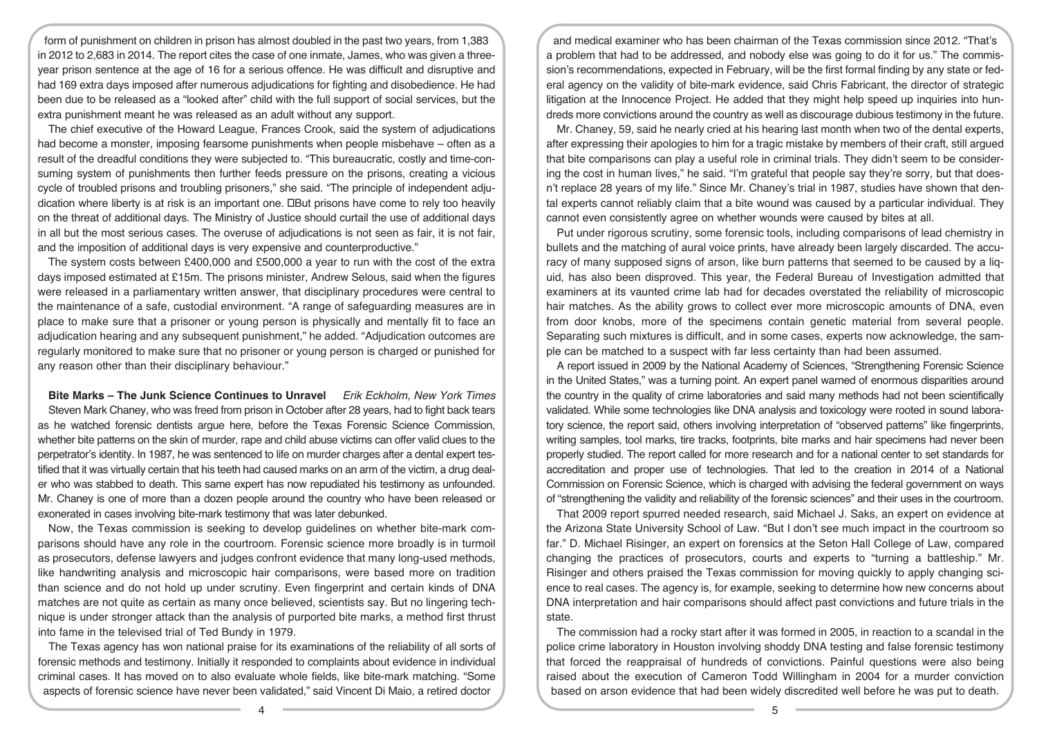form of punishment on children in prison has almost doubled in the past two years, from 1,383 in 2012 to 2,683 in 2014. The report cites the case of one inmate, James, who was given a three-year prison sentence at the age of 16 for a serious offence. He was difficult and disruptive and had 169 extra days imposed after numerous adjudications for fighting and disobedience. He had been due to be released as a "looked after" child with the full support of social services, but the extra punishment meant he was released as an adult without any support.

The chief executive of the Howard League, Frances Crook, said the system of adjudications had become a monster, imposing fearsome punishments when people misbehave – often as a result of the dreadful conditions they were subjected to. "This bureaucratic, costly and time-consuming system of punishments then further feeds pressure on the prisons, creating a vicious cycle of troubled prisons and troubling prisoners," she said. "The principle of independent adjudication where liberty is at risk is an important one. But prisons have come to rely too heavily on the threat of additional days. The Ministry of Justice should curtail the use of additional days in all but the most serious cases. The overuse of adjudications is not seen as fair, it is not fair, and the imposition of additional days is very expensive and counterproductive."

The system costs between £400,000 and £500,000 a year to run with the cost of the extra days imposed estimated at £15m. The prisons minister, Andrew Selous, said when the figures were released in a parliamentary written answer, that disciplinary procedures were central to the maintenance of a safe, custodial environment. "A range of safeguarding measures are in place to make sure that a prisoner or young person is physically and mentally fit to face an adjudication hearing and any subsequent punishment," he added. "Adjudication outcomes are regularly monitored to make sure that no prisoner or young person is charged or punished for any reason other than their disciplinary behaviour."

## Bite Marks – The Junk Science Continues to Unravel *Erik Eckholm, New York Times*

Steven Mark Chaney, who was freed from prison in October after 28 years, had to fight back tears as he watched forensic dentists argue here, before the Texas Forensic Science Commission, whether bite patterns on the skin of murder, rape and child abuse victims can offer valid clues to the perpetrator's identity. In 1987, he was sentenced to life on murder charges after a dental expert testified that it was virtually certain that his teeth had caused marks on an arm of the victim, a drug dealer who was stabbed to death. This same expert has now repudiated his testimony as unfounded. Mr. Chaney is one of more than a dozen people around the country who have been released or exonerated in cases involving bite-mark testimony that was later debunked.

Now, the Texas commission is seeking to develop guidelines on whether bite-mark comparisons should have any role in the courtroom. Forensic science more broadly is in turmoil as prosecutors, defense lawyers and judges confront evidence that many long-used methods, like handwriting analysis and microscopic hair comparisons, were based more on tradition than science and do not hold up under scrutiny. Even fingerprint and certain kinds of DNA matches are not quite as certain as many once believed, scientists say. But no lingering technique is under stronger attack than the analysis of purported bite marks, a method first thrust into fame in the televised trial of Ted Bundy in 1979.

The Texas agency has won national praise for its examinations of the reliability of all sorts of forensic methods and testimony. Initially it responded to complaints about evidence in individual criminal cases. It has moved on to also evaluate whole fields, like bite-mark matching. "Some aspects of forensic science have never been validated," said Vincent Di Maio, a retired doctor and medical examiner who has been chairman of the Texas commission since 2012. "That's a problem that had to be addressed, and nobody else was going to do it for us." The commission's recommendations, expected in February, will be the first formal finding by any state or federal agency on the validity of bite-mark evidence, said Chris Fabricant, the director of strategic litigation at the Innocence Project. He added that they might help speed up inquiries into hundreds more convictions around the country as well as discourage dubious testimony in the future.

Mr. Chaney, 59, said he nearly cried at his hearing last month when two of the dental experts, after expressing their apologies to him for a tragic mistake by members of their craft, still argued that bite comparisons can play a useful role in criminal trials. They didn't seem to be considering the cost in human lives," he said. "I'm grateful that people say they're sorry, but that doesn't replace 28 years of my life." Since Mr. Chaney's trial in 1987, studies have shown that dental experts cannot reliably claim that a bite wound was caused by a particular individual. They cannot even consistently agree on whether wounds were caused by bites at all.

Put under rigorous scrutiny, some forensic tools, including comparisons of lead chemistry in bullets and the matching of aural voice prints, have already been largely discarded. The accuracy of many supposed signs of arson, like burn patterns that seemed to be caused by a liquid, has also been disproved. This year, the Federal Bureau of Investigation admitted that examiners at its vaunted crime lab had for decades overstated the reliability of microscopic hair matches. As the ability grows to collect ever more microscopic amounts of DNA, even from door knobs, more of the specimens contain genetic material from several people. Separating such mixtures is difficult, and in some cases, experts now acknowledge, the sample can be matched to a suspect with far less certainty than had been assumed.

A report issued in 2009 by the National Academy of Sciences, "Strengthening Forensic Science in the United States," was a turning point. An expert panel warned of enormous disparities around the country in the quality of crime laboratories and said many methods had not been scientifically validated. While some technologies like DNA analysis and toxicology were rooted in sound laboratory science, the report said, others involving interpretation of "observed patterns" like fingerprints, writing samples, tool marks, tire tracks, footprints, bite marks and hair specimens had never been properly studied. The report called for more research and for a national center to set standards for accreditation and proper use of technologies. That led to the creation in 2014 of a National Commission on Forensic Science, which is charged with advising the federal government on ways of "strengthening the validity and reliability of the forensic sciences" and their uses in the courtroom.

That 2009 report spurred needed research, said Michael J. Saks, an expert on evidence at the Arizona State University School of Law. "But I don't see much impact in the courtroom so far." D. Michael Risinger, an expert on forensics at the Seton Hall College of Law, compared changing the practices of prosecutors, courts and experts to "turning a battleship." Mr. Risinger and others praised the Texas commission for moving quickly to apply changing science to real cases. The agency is, for example, seeking to determine how new concerns about DNA interpretation and hair comparisons should affect past convictions and future trials in the state.

The commission had a rocky start after it was formed in 2005, in reaction to a scandal in the police crime laboratory in Houston involving shoddy DNA testing and false forensic testimony that forced the reappraisal of hundreds of convictions. Painful questions were also being raised about the execution of Cameron Todd Willingham in 2004 for a murder conviction based on arson evidence that had been widely discredited well before he was put to death.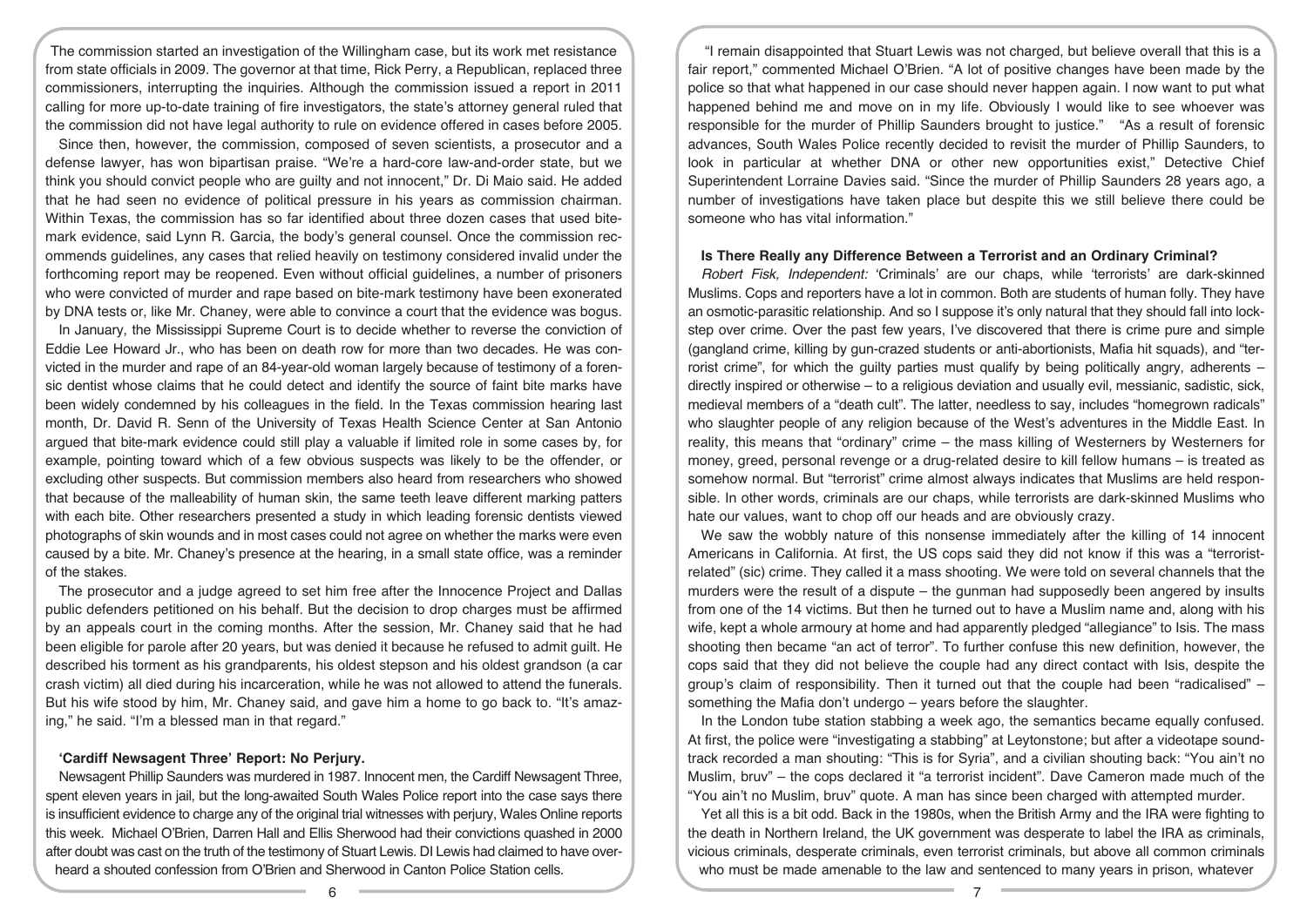The commission started an investigation of the Willingham case, but its work met resistance from state officials in 2009. The governor at that time, Rick Perry, a Republican, replaced three commissioners, interrupting the inquiries. Although the commission issued a report in 2011 calling for more up-to-date training of fire investigators, the state's attorney general ruled that the commission did not have legal authority to rule on evidence offered in cases before 2005.

Since then, however, the commission, composed of seven scientists, a prosecutor and a defense lawyer, has won bipartisan praise. "We're a hard-core law-and-order state, but we think you should convict people who are guilty and not innocent," Dr. Di Maio said. He added that he had seen no evidence of political pressure in his years as commission chairman. Within Texas, the commission has so far identified about three dozen cases that used bite-mark evidence, said Lynn R. Garcia, the body's general counsel. Once the commission recommends guidelines, any cases that relied heavily on testimony considered invalid under the forthcoming report may be reopened. Even without official guidelines, a number of prisoners who were convicted of murder and rape based on bite-mark testimony have been exonerated by DNA tests or, like Mr. Chaney, were able to convince a court that the evidence was bogus.

In January, the Mississippi Supreme Court is to decide whether to reverse the conviction of Eddie Lee Howard Jr., who has been on death row for more than two decades. He was convicted in the murder and rape of an 84-year-old woman largely because of testimony of a forensic dentist whose claims that he could detect and identify the source of faint bite marks have been widely condemned by his colleagues in the field. In the Texas commission hearing last month, Dr. David R. Senn of the University of Texas Health Science Center at San Antonio argued that bite-mark evidence could still play a valuable if limited role in some cases by, for example, pointing toward which of a few obvious suspects was likely to be the offender, or excluding other suspects. But commission members also heard from researchers who showed that because of the malleability of human skin, the same teeth leave different marking patters with each bite. Other researchers presented a study in which leading forensic dentists viewed photographs of skin wounds and in most cases could not agree on whether the marks were even caused by a bite. Mr. Chaney's presence at the hearing, in a small state office, was a reminder of the stakes.

The prosecutor and a judge agreed to set him free after the Innocence Project and Dallas public defenders petitioned on his behalf. But the decision to drop charges must be affirmed by an appeals court in the coming months. After the session, Mr. Chaney said that he had been eligible for parole after 20 years, but was denied it because he refused to admit guilt. He described his torment as his grandparents, his oldest stepson and his oldest grandson (a car crash victim) all died during his incarceration, while he was not allowed to attend the funerals. But his wife stood by him, Mr. Chaney said, and gave him a home to go back to. "It's amazing," he said. "I'm a blessed man in that regard."

### 'Cardiff Newsagent Three' Report: No Perjury.

Newsagent Phillip Saunders was murdered in 1987. Innocent men, the Cardiff Newsagent Three, spent eleven years in jail, but the long-awaited South Wales Police report into the case says there is insufficient evidence to charge any of the original trial witnesses with perjury, Wales Online reports this week. Michael O'Brien, Darren Hall and Ellis Sherwood had their convictions quashed in 2000 after doubt was cast on the truth of the testimony of Stuart Lewis. DI Lewis had claimed to have overheard a shouted confession from O'Brien and Sherwood in Canton Police Station cells.

"I remain disappointed that Stuart Lewis was not charged, but believe overall that this is a fair report," commented Michael O'Brien. "A lot of positive changes have been made by the police so that what happened in our case should never happen again. I now want to put what happened behind me and move on in my life. Obviously I would like to see whoever was responsible for the murder of Phillip Saunders brought to justice." "As a result of forensic advances, South Wales Police recently decided to revisit the murder of Phillip Saunders, to look in particular at whether DNA or other new opportunities exist," Detective Chief Superintendent Lorraine Davies said. "Since the murder of Phillip Saunders 28 years ago, a number of investigations have taken place but despite this we still believe there could be someone who has vital information."

### Is There Really any Difference Between a Terrorist and an Ordinary Criminal?

*Robert Fisk, Independent:* 'Criminals' are our chaps, while 'terrorists' are dark-skinned Muslims. Cops and reporters have a lot in common. Both are students of human folly. They have an osmotic-parasitic relationship. And so I suppose it's only natural that they should fall into lockstep over crime. Over the past few years, I've discovered that there is crime pure and simple (gangland crime, killing by gun-crazed students or anti-abortionists, Mafia hit squads), and "terrorist crime", for which the guilty parties must qualify by being politically angry, adherents – directly inspired or otherwise – to a religious deviation and usually evil, messianic, sadistic, sick, medieval members of a "death cult". The latter, needless to say, includes "homegrown radicals" who slaughter people of any religion because of the West's adventures in the Middle East. In reality, this means that "ordinary" crime – the mass killing of Westerners by Westerners for money, greed, personal revenge or a drug-related desire to kill fellow humans – is treated as somehow normal. But "terrorist" crime almost always indicates that Muslims are held responsible. In other words, criminals are our chaps, while terrorists are dark-skinned Muslims who hate our values, want to chop off our heads and are obviously crazy.

We saw the wobbly nature of this nonsense immediately after the killing of 14 innocent Americans in California. At first, the US cops said they did not know if this was a "terrorist-related" (sic) crime. They called it a mass shooting. We were told on several channels that the murders were the result of a dispute – the gunman had supposedly been angered by insults from one of the 14 victims. But then he turned out to have a Muslim name and, along with his wife, kept a whole armoury at home and had apparently pledged "allegiance" to Isis. The mass shooting then became "an act of terror". To further confuse this new definition, however, the cops said that they did not believe the couple had any direct contact with Isis, despite the group's claim of responsibility. Then it turned out that the couple had been "radicalised" – something the Mafia don't undergo – years before the slaughter.

In the London tube station stabbing a week ago, the semantics became equally confused. At first, the police were "investigating a stabbing" at Leytonstone; but after a videotape soundtrack recorded a man shouting: "This is for Syria", and a civilian shouting back: "You ain't no Muslim, bruv" – the cops declared it "a terrorist incident". Dave Cameron made much of the "You ain't no Muslim, bruv" quote. A man has since been charged with attempted murder.

Yet all this is a bit odd. Back in the 1980s, when the British Army and the IRA were fighting to the death in Northern Ireland, the UK government was desperate to label the IRA as criminals, vicious criminals, desperate criminals, even terrorist criminals, but above all common criminals who must be made amenable to the law and sentenced to many years in prison, whatever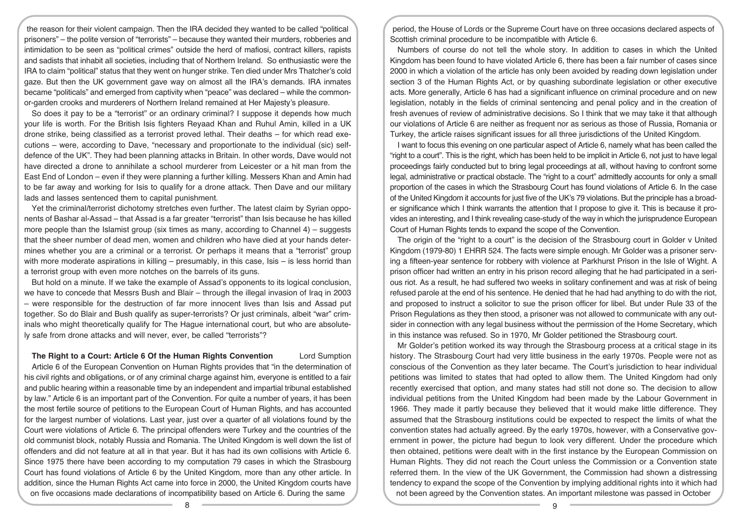the reason for their violent campaign. Then the IRA decided they wanted to be called "political prisoners" – the polite version of "terrorists" – because they wanted their murders, robberies and intimidation to be seen as "political crimes" outside the herd of mafiosi, contract killers, rapists and sadists that inhabit all societies, including that of Northern Ireland. So enthusiastic were the IRA to claim "political" status that they went on hunger strike. Ten died under Mrs Thatcher's cold gaze. But then the UK government gave way on almost all the IRA's demands. IRA inmates became "politicals" and emerged from captivity when "peace" was declared – while the common-or-garden crooks and murderers of Northern Ireland remained at Her Majesty's pleasure.

So does it pay to be a "terrorist" or an ordinary criminal? I suppose it depends how much your life is worth. For the British Isis fighters Reyaad Khan and Ruhul Amin, killed in a UK drone strike, being classified as a terrorist proved lethal. Their deaths – for which read executions – were, according to Dave, "necessary and proportionate to the individual (sic) self-defence of the UK". They had been planning attacks in Britain. In other words, Dave would not have directed a drone to annihilate a school murderer from Leicester or a hit man from the East End of London – even if they were planning a further killing. Messers Khan and Amin had to be far away and working for Isis to qualify for a drone attack. Then Dave and our military lads and lasses sentenced them to capital punishment.

Yet the criminal/terrorist dichotomy stretches even further. The latest claim by Syrian opponents of Bashar al-Assad – that Assad is a far greater "terrorist" than Isis because he has killed more people than the Islamist group (six times as many, according to Channel 4) – suggests that the sheer number of dead men, women and children who have died at your hands determines whether you are a criminal or a terrorist. Or perhaps it means that a "terrorist" group with more moderate aspirations in killing – presumably, in this case, Isis – is less horrid than a terrorist group with even more notches on the barrels of its guns.

But hold on a minute. If we take the example of Assad's opponents to its logical conclusion, we have to concede that Messrs Bush and Blair – through the illegal invasion of Iraq in 2003 – were responsible for the destruction of far more innocent lives than Isis and Assad put together. So do Blair and Bush qualify as super-terrorists? Or just criminals, albeit "war" criminals who might theoretically qualify for The Hague international court, but who are absolutely safe from drone attacks and will never, ever, be called "terrorists"?

## The Right to a Court: Article 6 Of the Human Rights Convention

Lord Sumption

Article 6 of the European Convention on Human Rights provides that "in the determination of his civil rights and obligations, or of any criminal charge against him, everyone is entitled to a fair and public hearing within a reasonable time by an independent and impartial tribunal established by law." Article 6 is an important part of the Convention. For quite a number of years, it has been the most fertile source of petitions to the European Court of Human Rights, and has accounted for the largest number of violations. Last year, just over a quarter of all violations found by the Court were violations of Article 6. The principal offenders were Turkey and the countries of the old communist block, notably Russia and Romania. The United Kingdom is well down the list of offenders and did not feature at all in that year. But it has had its own collisions with Article 6. Since 1975 there have been according to my computation 79 cases in which the Strasbourg Court has found violations of Article 6 by the United Kingdom, more than any other article. In addition, since the Human Rights Act came into force in 2000, the United Kingdom courts have on five occasions made declarations of incompatibility based on Article 6. During the same period, the House of Lords or the Supreme Court have on three occasions declared aspects of Scottish criminal procedure to be incompatible with Article 6.

Numbers of course do not tell the whole story. In addition to cases in which the United Kingdom has been found to have violated Article 6, there has been a fair number of cases since 2000 in which a violation of the article has only been avoided by reading down legislation under section 3 of the Human Rights Act, or by quashing subordinate legislation or other executive acts. More generally, Article 6 has had a significant influence on criminal procedure and on new legislation, notably in the fields of criminal sentencing and penal policy and in the creation of fresh avenues of review of administrative decisions. So I think that we may take it that although our violations of Article 6 are neither as frequent nor as serious as those of Russia, Romania or Turkey, the article raises significant issues for all three jurisdictions of the United Kingdom.

I want to focus this evening on one particular aspect of Article 6, namely what has been called the "right to a court". This is the right, which has been held to be implicit in Article 6, not just to have legal proceedings fairly conducted but to bring legal proceedings at all, without having to confront some legal, administrative or practical obstacle. The "right to a court" admittedly accounts for only a small proportion of the cases in which the Strasbourg Court has found violations of Article 6. In the case of the United Kingdom it accounts for just five of the UK's 79 violations. But the principle has a broader significance which I think warrants the attention that I propose to give it. This is because it provides an interesting, and I think revealing case-study of the way in which the jurisprudence European Court of Human Rights tends to expand the scope of the Convention.

The origin of the "right to a court" is the decision of the Strasbourg court in Golder v United Kingdom (1979-80) 1 EHRR 524. The facts were simple enough. Mr Golder was a prisoner serving a fifteen-year sentence for robbery with violence at Parkhurst Prison in the Isle of Wight. A prison officer had written an entry in his prison record alleging that he had participated in a serious riot. As a result, he had suffered two weeks in solitary confinement and was at risk of being refused parole at the end of his sentence. He denied that he had had anything to do with the riot, and proposed to instruct a solicitor to sue the prison officer for libel. But under Rule 33 of the Prison Regulations as they then stood, a prisoner was not allowed to communicate with any outsider in connection with any legal business without the permission of the Home Secretary, which in this instance was refused. So in 1970, Mr Golder petitioned the Strasbourg court.

Mr Golder's petition worked its way through the Strasbourg process at a critical stage in its history. The Strasbourg Court had very little business in the early 1970s. People were not as conscious of the Convention as they later became. The Court's jurisdiction to hear individual petitions was limited to states that had opted to allow them. The United Kingdom had only recently exercised that option, and many states had still not done so. The decision to allow individual petitions from the United Kingdom had been made by the Labour Government in 1966. They made it partly because they believed that it would make little difference. They assumed that the Strasbourg institutions could be expected to respect the limits of what the convention states had actually agreed. By the early 1970s, however, with a Conservative government in power, the picture had begun to look very different. Under the procedure which then obtained, petitions were dealt with in the first instance by the European Commission on Human Rights. They did not reach the Court unless the Commission or a Convention state referred them. In the view of the UK Government, the Commission had shown a distressing tendency to expand the scope of the Convention by implying additional rights into it which had not been agreed by the Convention states. An important milestone was passed in October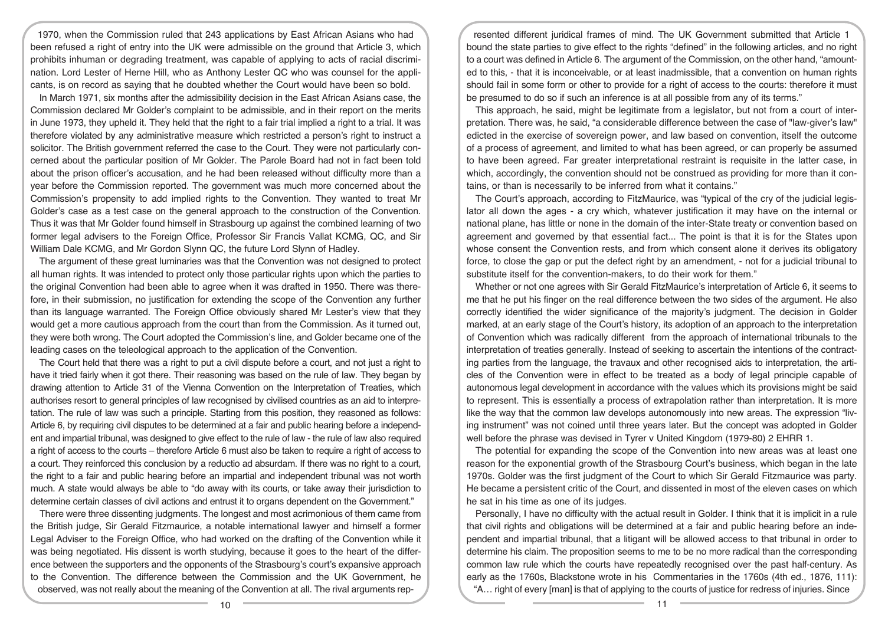1970, when the Commission ruled that 243 applications by East African Asians who had been refused a right of entry into the UK were admissible on the ground that Article 3, which prohibits inhuman or degrading treatment, was capable of applying to acts of racial discrimination. Lord Lester of Herne Hill, who as Anthony Lester QC who was counsel for the applicants, is on record as saying that he doubted whether the Court would have been so bold.

In March 1971, six months after the admissibility decision in the East African Asians case, the Commission declared Mr Golder's complaint to be admissible, and in their report on the merits in June 1973, they upheld it. They held that the right to a fair trial implied a right to a trial. It was therefore violated by any administrative measure which restricted a person's right to instruct a solicitor. The British government referred the case to the Court. They were not particularly concerned about the particular position of Mr Golder. The Parole Board had not in fact been told about the prison officer's accusation, and he had been released without difficulty more than a year before the Commission reported. The government was much more concerned about the Commission's propensity to add implied rights to the Convention. They wanted to treat Mr Golder's case as a test case on the general approach to the construction of the Convention. Thus it was that Mr Golder found himself in Strasbourg up against the combined learning of two former legal advisers to the Foreign Office, Professor Sir Francis Vallat KCMG, QC, and Sir William Dale KCMG, and Mr Gordon Slynn QC, the future Lord Slynn of Hadley.

The argument of these great luminaries was that the Convention was not designed to protect all human rights. It was intended to protect only those particular rights upon which the parties to the original Convention had been able to agree when it was drafted in 1950. There was therefore, in their submission, no justification for extending the scope of the Convention any further than its language warranted. The Foreign Office obviously shared Mr Lester's view that they would get a more cautious approach from the court than from the Commission. As it turned out, they were both wrong. The Court adopted the Commission's line, and Golder became one of the leading cases on the teleological approach to the application of the Convention.

The Court held that there was a right to put a civil dispute before a court, and not just a right to have it tried fairly when it got there. Their reasoning was based on the rule of law. They began by drawing attention to Article 31 of the Vienna Convention on the Interpretation of Treaties, which authorises resort to general principles of law recognised by civilised countries as an aid to interpretation. The rule of law was such a principle. Starting from this position, they reasoned as follows: Article 6, by requiring civil disputes to be determined at a fair and public hearing before a independent and impartial tribunal, was designed to give effect to the rule of law - the rule of law also required a right of access to the courts – therefore Article 6 must also be taken to require a right of access to a court. They reinforced this conclusion by a reductio ad absurdam. If there was no right to a court, the right to a fair and public hearing before an impartial and independent tribunal was not worth much. A state would always be able to "do away with its courts, or take away their jurisdiction to determine certain classes of civil actions and entrust it to organs dependent on the Government."

There were three dissenting judgments. The longest and most acrimonious of them came from the British judge, Sir Gerald Fitzmaurice, a notable international lawyer and himself a former Legal Adviser to the Foreign Office, who had worked on the drafting of the Convention while it was being negotiated. His dissent is worth studying, because it goes to the heart of the difference between the supporters and the opponents of the Strasbourg's court's expansive approach to the Convention. The difference between the Commission and the UK Government, he observed, was not really about the meaning of the Convention at all. The rival arguments represented different juridical frames of mind. The UK Government submitted that Article 1 bound the state parties to give effect to the rights "defined" in the following articles, and no right to a court was defined in Article 6. The argument of the Commission, on the other hand, "amounted to this, - that it is inconceivable, or at least inadmissible, that a convention on human rights should fail in some form or other to provide for a right of access to the courts: therefore it must be presumed to do so if such an inference is at all possible from any of its terms."

This approach, he said, might be legitimate from a legislator, but not from a court of interpretation. There was, he said, "a considerable difference between the case of "law-giver's law" edicted in the exercise of sovereign power, and law based on convention, itself the outcome of a process of agreement, and limited to what has been agreed, or can properly be assumed to have been agreed. Far greater interpretational restraint is requisite in the latter case, in which, accordingly, the convention should not be construed as providing for more than it contains, or than is necessarily to be inferred from what it contains."

The Court's approach, according to FitzMaurice, was "typical of the cry of the judicial legislator all down the ages - a cry which, whatever justification it may have on the internal or national plane, has little or none in the domain of the inter-State treaty or convention based on agreement and governed by that essential fact... The point is that it is for the States upon whose consent the Convention rests, and from which consent alone it derives its obligatory force, to close the gap or put the defect right by an amendment, - not for a judicial tribunal to substitute itself for the convention-makers, to do their work for them."

Whether or not one agrees with Sir Gerald FitzMaurice's interpretation of Article 6, it seems to me that he put his finger on the real difference between the two sides of the argument. He also correctly identified the wider significance of the majority's judgment. The decision in Golder marked, at an early stage of the Court's history, its adoption of an approach to the interpretation of Convention which was radically different from the approach of international tribunals to the interpretation of treaties generally. Instead of seeking to ascertain the intentions of the contracting parties from the language, the travaux and other recognised aids to interpretation, the articles of the Convention were in effect to be treated as a body of legal principle capable of autonomous legal development in accordance with the values which its provisions might be said to represent. This is essentially a process of extrapolation rather than interpretation. It is more like the way that the common law develops autonomously into new areas. The expression "living instrument" was not coined until three years later. But the concept was adopted in Golder well before the phrase was devised in Tyrer v United Kingdom (1979-80) 2 EHRR 1.

The potential for expanding the scope of the Convention into new areas was at least one reason for the exponential growth of the Strasbourg Court's business, which began in the late 1970s. Golder was the first judgment of the Court to which Sir Gerald Fitzmaurice was party. He became a persistent critic of the Court, and dissented in most of the eleven cases on which he sat in his time as one of its judges.

Personally, I have no difficulty with the actual result in Golder. I think that it is implicit in a rule that civil rights and obligations will be determined at a fair and public hearing before an independent and impartial tribunal, that a litigant will be allowed access to that tribunal in order to determine his claim. The proposition seems to me to be no more radical than the corresponding common law rule which the courts have repeatedly recognised over the past half-century. As early as the 1760s, Blackstone wrote in his Commentaries in the 1760s (4th ed., 1876, 111):

"A… right of every [man] is that of applying to the courts of justice for redress of injuries. Since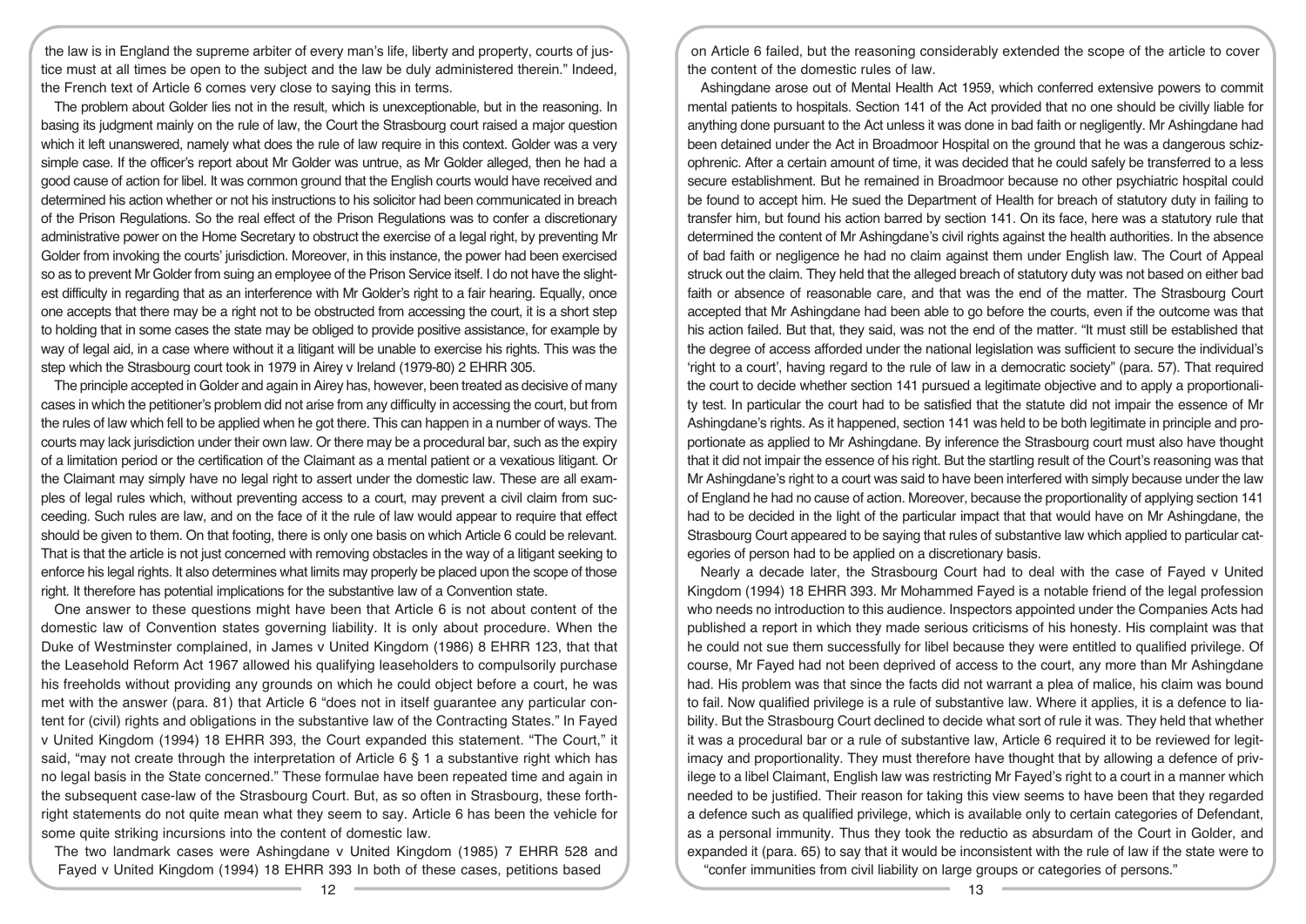the law is in England the supreme arbiter of every man's life, liberty and property, courts of justice must at all times be open to the subject and the law be duly administered therein." Indeed, the French text of Article 6 comes very close to saying this in terms.

The problem about Golder lies not in the result, which is unexceptionable, but in the reasoning. In basing its judgment mainly on the rule of law, the Court the Strasbourg court raised a major question which it left unanswered, namely what does the rule of law require in this context. Golder was a very simple case. If the officer's report about Mr Golder was untrue, as Mr Golder alleged, then he had a good cause of action for libel. It was common ground that the English courts would have received and determined his action whether or not his instructions to his solicitor had been communicated in breach of the Prison Regulations. So the real effect of the Prison Regulations was to confer a discretionary administrative power on the Home Secretary to obstruct the exercise of a legal right, by preventing Mr Golder from invoking the courts' jurisdiction. Moreover, in this instance, the power had been exercised so as to prevent Mr Golder from suing an employee of the Prison Service itself. I do not have the slightest difficulty in regarding that as an interference with Mr Golder's right to a fair hearing. Equally, once one accepts that there may be a right not to be obstructed from accessing the court, it is a short step to holding that in some cases the state may be obliged to provide positive assistance, for example by way of legal aid, in a case where without it a litigant will be unable to exercise his rights. This was the step which the Strasbourg court took in 1979 in Airey v Ireland (1979-80) 2 EHRR 305.

The principle accepted in Golder and again in Airey has, however, been treated as decisive of many cases in which the petitioner's problem did not arise from any difficulty in accessing the court, but from the rules of law which fell to be applied when he got there. This can happen in a number of ways. The courts may lack jurisdiction under their own law. Or there may be a procedural bar, such as the expiry of a limitation period or the certification of the Claimant as a mental patient or a vexatious litigant. Or the Claimant may simply have no legal right to assert under the domestic law. These are all examples of legal rules which, without preventing access to a court, may prevent a civil claim from succeeding. Such rules are law, and on the face of it the rule of law would appear to require that effect should be given to them. On that footing, there is only one basis on which Article 6 could be relevant. That is that the article is not just concerned with removing obstacles in the way of a litigant seeking to enforce his legal rights. It also determines what limits may properly be placed upon the scope of those right. It therefore has potential implications for the substantive law of a Convention state.

One answer to these questions might have been that Article 6 is not about content of the domestic law of Convention states governing liability. It is only about procedure. When the Duke of Westminster complained, in James v United Kingdom (1986) 8 EHRR 123, that that the Leasehold Reform Act 1967 allowed his qualifying leaseholders to compulsorily purchase his freeholds without providing any grounds on which he could object before a court, he was met with the answer (para. 81) that Article 6 "does not in itself guarantee any particular content for (civil) rights and obligations in the substantive law of the Contracting States." In Fayed v United Kingdom (1994) 18 EHRR 393, the Court expanded this statement. "The Court," it said, "may not create through the interpretation of Article 6 § 1 a substantive right which has no legal basis in the State concerned." These formulae have been repeated time and again in the subsequent case-law of the Strasbourg Court. But, as so often in Strasbourg, these forthright statements do not quite mean what they seem to say. Article 6 has been the vehicle for some quite striking incursions into the content of domestic law.

The two landmark cases were Ashingdane v United Kingdom (1985) 7 EHRR 528 and Fayed v United Kingdom (1994) 18 EHRR 393 In both of these cases, petitions based on Article 6 failed, but the reasoning considerably extended the scope of the article to cover the content of the domestic rules of law.

Ashingdane arose out of Mental Health Act 1959, which conferred extensive powers to commit mental patients to hospitals. Section 141 of the Act provided that no one should be civilly liable for anything done pursuant to the Act unless it was done in bad faith or negligently. Mr Ashingdane had been detained under the Act in Broadmoor Hospital on the ground that he was a dangerous schizophrenic. After a certain amount of time, it was decided that he could safely be transferred to a less secure establishment. But he remained in Broadmoor because no other psychiatric hospital could be found to accept him. He sued the Department of Health for breach of statutory duty in failing to transfer him, but found his action barred by section 141. On its face, here was a statutory rule that determined the content of Mr Ashingdane's civil rights against the health authorities. In the absence of bad faith or negligence he had no claim against them under English law. The Court of Appeal struck out the claim. They held that the alleged breach of statutory duty was not based on either bad faith or absence of reasonable care, and that was the end of the matter. The Strasbourg Court accepted that Mr Ashingdane had been able to go before the courts, even if the outcome was that his action failed. But that, they said, was not the end of the matter. "It must still be established that the degree of access afforded under the national legislation was sufficient to secure the individual's 'right to a court', having regard to the rule of law in a democratic society" (para. 57). That required the court to decide whether section 141 pursued a legitimate objective and to apply a proportionality test. In particular the court had to be satisfied that the statute did not impair the essence of Mr Ashingdane's rights. As it happened, section 141 was held to be both legitimate in principle and proportionate as applied to Mr Ashingdane. By inference the Strasbourg court must also have thought that it did not impair the essence of his right. But the startling result of the Court's reasoning was that Mr Ashingdane's right to a court was said to have been interfered with simply because under the law of England he had no cause of action. Moreover, because the proportionality of applying section 141 had to be decided in the light of the particular impact that that would have on Mr Ashingdane, the Strasbourg Court appeared to be saying that rules of substantive law which applied to particular categories of person had to be applied on a discretionary basis.

Nearly a decade later, the Strasbourg Court had to deal with the case of Fayed v United Kingdom (1994) 18 EHRR 393. Mr Mohammed Fayed is a notable friend of the legal profession who needs no introduction to this audience. Inspectors appointed under the Companies Acts had published a report in which they made serious criticisms of his honesty. His complaint was that he could not sue them successfully for libel because they were entitled to qualified privilege. Of course, Mr Fayed had not been deprived of access to the court, any more than Mr Ashingdane had. His problem was that since the facts did not warrant a plea of malice, his claim was bound to fail. Now qualified privilege is a rule of substantive law. Where it applies, it is a defence to liability. But the Strasbourg Court declined to decide what sort of rule it was. They held that whether it was a procedural bar or a rule of substantive law, Article 6 required it to be reviewed for legitimacy and proportionality. They must therefore have thought that by allowing a defence of privilege to a libel Claimant, English law was restricting Mr Fayed's right to a court in a manner which needed to be justified. Their reason for taking this view seems to have been that they regarded a defence such as qualified privilege, which is available only to certain categories of Defendant, as a personal immunity. Thus they took the reductio as absurdam of the Court in Golder, and expanded it (para. 65) to say that it would be inconsistent with the rule of law if the state were to "confer immunities from civil liability on large groups or categories of persons."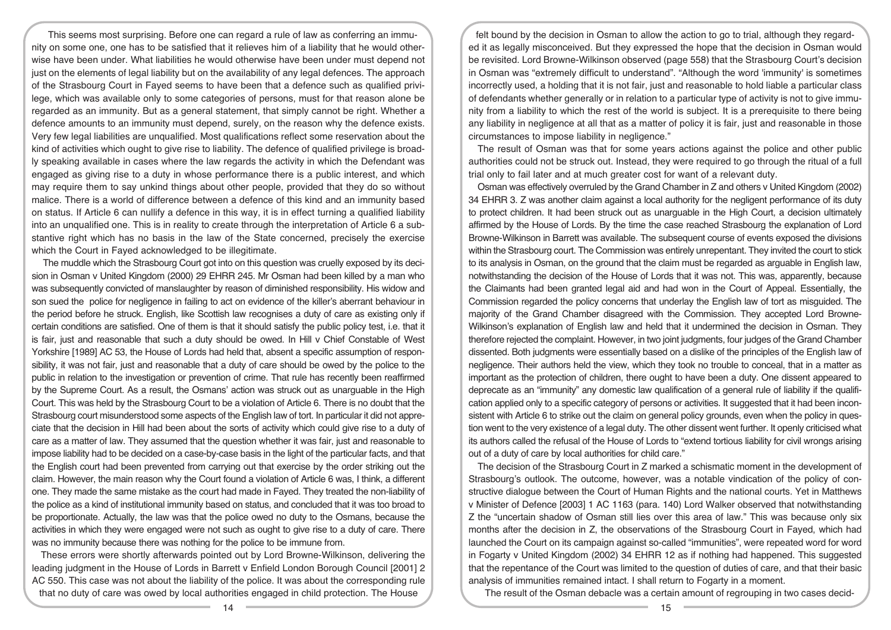This seems most surprising. Before one can regard a rule of law as conferring an immunity on some one, one has to be satisfied that it relieves him of a liability that he would otherwise have been under. What liabilities he would otherwise have been under must depend not just on the elements of legal liability but on the availability of any legal defences. The approach of the Strasbourg Court in Fayed seems to have been that a defence such as qualified privilege, which was available only to some categories of persons, must for that reason alone be regarded as an immunity. But as a general statement, that simply cannot be right. Whether a defence amounts to an immunity must depend, surely, on the reason why the defence exists. Very few legal liabilities are unqualified. Most qualifications reflect some reservation about the kind of activities which ought to give rise to liability. The defence of qualified privilege is broadly speaking available in cases where the law regards the activity in which the Defendant was engaged as giving rise to a duty in whose performance there is a public interest, and which may require them to say unkind things about other people, provided that they do so without malice. There is a world of difference between a defence of this kind and an immunity based on status. If Article 6 can nullify a defence in this way, it is in effect turning a qualified liability into an unqualified one. This is in reality to create through the interpretation of Article 6 a substantive right which has no basis in the law of the State concerned, precisely the exercise which the Court in Fayed acknowledged to be illegitimate.

The muddle which the Strasbourg Court got into on this question was cruelly exposed by its decision in Osman v United Kingdom (2000) 29 EHRR 245. Mr Osman had been killed by a man who was subsequently convicted of manslaughter by reason of diminished responsibility. His widow and son sued the police for negligence in failing to act on evidence of the killer's aberrant behaviour in the period before he struck. English, like Scottish law recognises a duty of care as existing only if certain conditions are satisfied. One of them is that it should satisfy the public policy test, i.e. that it is fair, just and reasonable that such a duty should be owed. In Hill v Chief Constable of West Yorkshire [1989] AC 53, the House of Lords had held that, absent a specific assumption of responsibility, it was not fair, just and reasonable that a duty of care should be owed by the police to the public in relation to the investigation or prevention of crime. That rule has recently been reaffirmed by the Supreme Court. As a result, the Osmans' action was struck out as unarguable in the High Court. This was held by the Strasbourg Court to be a violation of Article 6. There is no doubt that the Strasbourg court misunderstood some aspects of the English law of tort. In particular it did not appreciate that the decision in Hill had been about the sorts of activity which could give rise to a duty of care as a matter of law. They assumed that the question whether it was fair, just and reasonable to impose liability had to be decided on a case-by-case basis in the light of the particular facts, and that the English court had been prevented from carrying out that exercise by the order striking out the claim. However, the main reason why the Court found a violation of Article 6 was, I think, a different one. They made the same mistake as the court had made in Fayed. They treated the non-liability of the police as a kind of institutional immunity based on status, and concluded that it was too broad to be proportionate. Actually, the law was that the police owed no duty to the Osmans, because the activities in which they were engaged were not such as ought to give rise to a duty of care. There was no immunity because there was nothing for the police to be immune from.

These errors were shortly afterwards pointed out by Lord Browne-Wilkinson, delivering the leading judgment in the House of Lords in Barrett v Enfield London Borough Council [2001] 2 AC 550. This case was not about the liability of the police. It was about the corresponding rule that no duty of care was owed by local authorities engaged in child protection. The House felt bound by the decision in Osman to allow the action to go to trial, although they regarded it as legally misconceived. But they expressed the hope that the decision in Osman would be revisited. Lord Browne-Wilkinson observed (page 558) that the Strasbourg Court's decision in Osman was "extremely difficult to understand". "Although the word 'immunity' is sometimes incorrectly used, a holding that it is not fair, just and reasonable to hold liable a particular class of defendants whether generally or in relation to a particular type of activity is not to give immunity from a liability to which the rest of the world is subject. It is a prerequisite to there being any liability in negligence at all that as a matter of policy it is fair, just and reasonable in those circumstances to impose liability in negligence."

The result of Osman was that for some years actions against the police and other public authorities could not be struck out. Instead, they were required to go through the ritual of a full trial only to fail later and at much greater cost for want of a relevant duty.

Osman was effectively overruled by the Grand Chamber in Z and others v United Kingdom (2002) 34 EHRR 3. Z was another claim against a local authority for the negligent performance of its duty to protect children. It had been struck out as unarguable in the High Court, a decision ultimately affirmed by the House of Lords. By the time the case reached Strasbourg the explanation of Lord Browne-Wilkinson in Barrett was available. The subsequent course of events exposed the divisions within the Strasbourg court. The Commission was entirely unrepentant. They invited the court to stick to its analysis in Osman, on the ground that the claim must be regarded as arguable in English law, notwithstanding the decision of the House of Lords that it was not. This was, apparently, because the Claimants had been granted legal aid and had won in the Court of Appeal. Essentially, the Commission regarded the policy concerns that underlay the English law of tort as misguided. The majority of the Grand Chamber disagreed with the Commission. They accepted Lord Browne-Wilkinson's explanation of English law and held that it undermined the decision in Osman. They therefore rejected the complaint. However, in two joint judgments, four judges of the Grand Chamber dissented. Both judgments were essentially based on a dislike of the principles of the English law of negligence. Their authors held the view, which they took no trouble to conceal, that in a matter as important as the protection of children, there ought to have been a duty. One dissent appeared to deprecate as an "immunity" any domestic law qualification of a general rule of liability if the qualification applied only to a specific category of persons or activities. It suggested that it had been inconsistent with Article 6 to strike out the claim on general policy grounds, even when the policy in question went to the very existence of a legal duty. The other dissent went further. It openly criticised what its authors called the refusal of the House of Lords to "extend tortious liability for civil wrongs arising out of a duty of care by local authorities for child care."

The decision of the Strasbourg Court in Z marked a schismatic moment in the development of Strasbourg's outlook. The outcome, however, was a notable vindication of the policy of constructive dialogue between the Court of Human Rights and the national courts. Yet in Matthews v Minister of Defence [2003] 1 AC 1163 (para. 140) Lord Walker observed that notwithstanding Z the "uncertain shadow of Osman still lies over this area of law." This was because only six months after the decision in Z, the observations of the Strasbourg Court in Fayed, which had launched the Court on its campaign against so-called "immunities", were repeated word for word in Fogarty v United Kingdom (2002) 34 EHRR 12 as if nothing had happened. This suggested that the repentance of the Court was limited to the question of duties of care, and that their basic analysis of immunities remained intact. I shall return to Fogarty in a moment.

The result of the Osman debacle was a certain amount of regrouping in two cases decid-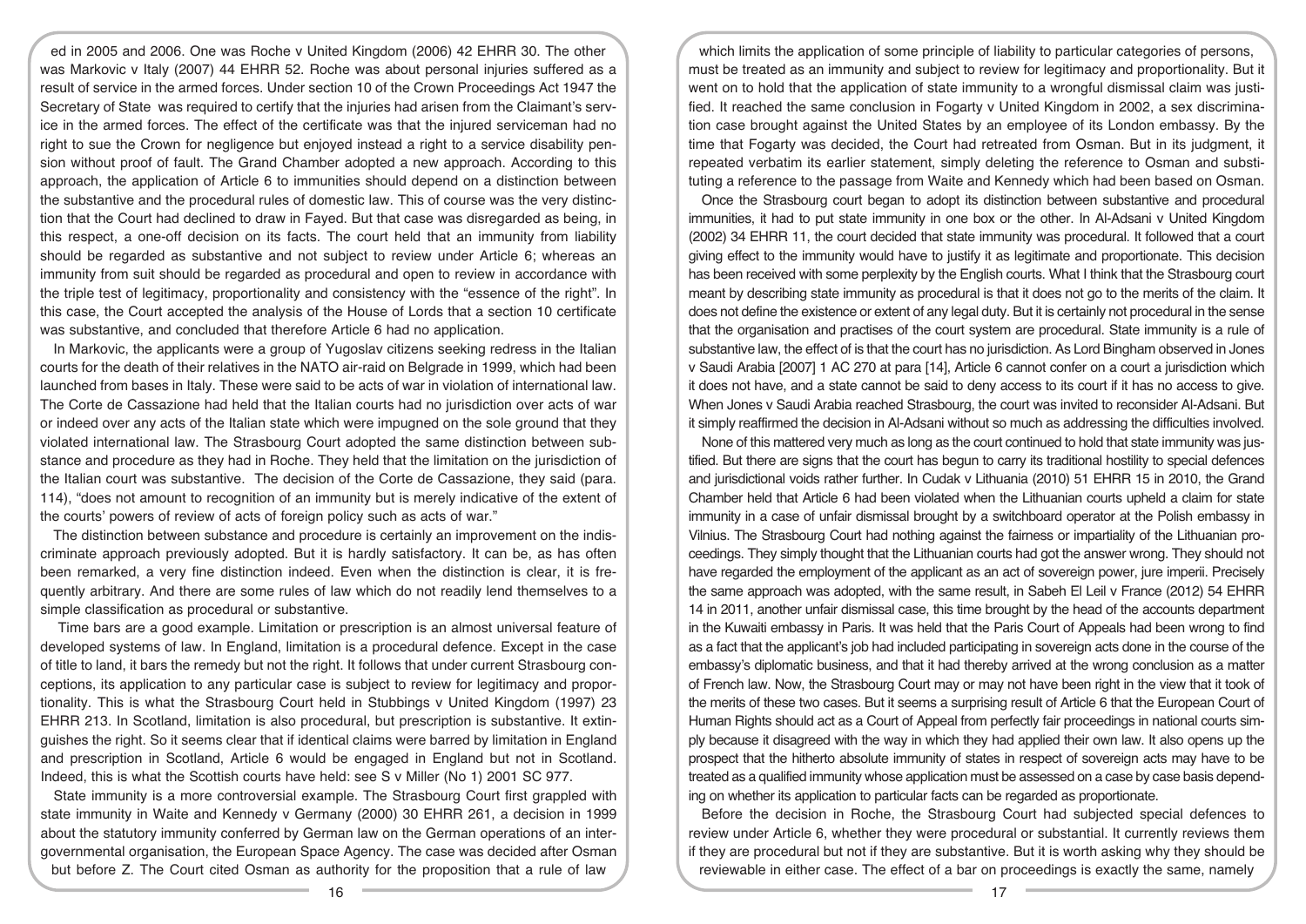ed in 2005 and 2006. One was Roche v United Kingdom (2006) 42 EHRR 30. The other was Markovic v Italy (2007) 44 EHRR 52. Roche was about personal injuries suffered as a result of service in the armed forces. Under section 10 of the Crown Proceedings Act 1947 the Secretary of State was required to certify that the injuries had arisen from the Claimant's service in the armed forces. The effect of the certificate was that the injured serviceman had no right to sue the Crown for negligence but enjoyed instead a right to a service disability pension without proof of fault. The Grand Chamber adopted a new approach. According to this approach, the application of Article 6 to immunities should depend on a distinction between the substantive and the procedural rules of domestic law. This of course was the very distinction that the Court had declined to draw in Fayed. But that case was disregarded as being, in this respect, a one-off decision on its facts. The court held that an immunity from liability should be regarded as substantive and not subject to review under Article 6; whereas an immunity from suit should be regarded as procedural and open to review in accordance with the triple test of legitimacy, proportionality and consistency with the "essence of the right". In this case, the Court accepted the analysis of the House of Lords that a section 10 certificate was substantive, and concluded that therefore Article 6 had no application.

In Markovic, the applicants were a group of Yugoslav citizens seeking redress in the Italian courts for the death of their relatives in the NATO air-raid on Belgrade in 1999, which had been launched from bases in Italy. These were said to be acts of war in violation of international law. The Corte de Cassazione had held that the Italian courts had no jurisdiction over acts of war or indeed over any acts of the Italian state which were impugned on the sole ground that they violated international law. The Strasbourg Court adopted the same distinction between substance and procedure as they had in Roche. They held that the limitation on the jurisdiction of the Italian court was substantive. The decision of the Corte de Cassazione, they said (para. 114), "does not amount to recognition of an immunity but is merely indicative of the extent of the courts' powers of review of acts of foreign policy such as acts of war."

The distinction between substance and procedure is certainly an improvement on the indiscriminate approach previously adopted. But it is hardly satisfactory. It can be, as has often been remarked, a very fine distinction indeed. Even when the distinction is clear, it is frequently arbitrary. And there are some rules of law which do not readily lend themselves to a simple classification as procedural or substantive.

Time bars are a good example. Limitation or prescription is an almost universal feature of developed systems of law. In England, limitation is a procedural defence. Except in the case of title to land, it bars the remedy but not the right. It follows that under current Strasbourg conceptions, its application to any particular case is subject to review for legitimacy and proportionality. This is what the Strasbourg Court held in Stubbings v United Kingdom (1997) 23 EHRR 213. In Scotland, limitation is also procedural, but prescription is substantive. It extinguishes the right. So it seems clear that if identical claims were barred by limitation in England and prescription in Scotland, Article 6 would be engaged in England but not in Scotland. Indeed, this is what the Scottish courts have held: see S v Miller (No 1) 2001 SC 977.

State immunity is a more controversial example. The Strasbourg Court first grappled with state immunity in Waite and Kennedy v Germany (2000) 30 EHRR 261, a decision in 1999 about the statutory immunity conferred by German law on the German operations of an intergovernmental organisation, the European Space Agency. The case was decided after Osman but before Z. The Court cited Osman as authority for the proposition that a rule of law which limits the application of some principle of liability to particular categories of persons, must be treated as an immunity and subject to review for legitimacy and proportionality. But it went on to hold that the application of state immunity to a wrongful dismissal claim was justified. It reached the same conclusion in Fogarty v United Kingdom in 2002, a sex discrimination case brought against the United States by an employee of its London embassy. By the time that Fogarty was decided, the Court had retreated from Osman. But in its judgment, it repeated verbatim its earlier statement, simply deleting the reference to Osman and substituting a reference to the passage from Waite and Kennedy which had been based on Osman.

Once the Strasbourg court began to adopt its distinction between substantive and procedural immunities, it had to put state immunity in one box or the other. In Al-Adsani v United Kingdom (2002) 34 EHRR 11, the court decided that state immunity was procedural. It followed that a court giving effect to the immunity would have to justify it as legitimate and proportionate. This decision has been received with some perplexity by the English courts. What I think that the Strasbourg court meant by describing state immunity as procedural is that it does not go to the merits of the claim. It does not define the existence or extent of any legal duty. But it is certainly not procedural in the sense that the organisation and practises of the court system are procedural. State immunity is a rule of substantive law, the effect of is that the court has no jurisdiction. As Lord Bingham observed in Jones v Saudi Arabia [2007] 1 AC 270 at para [14], Article 6 cannot confer on a court a jurisdiction which it does not have, and a state cannot be said to deny access to its court if it has no access to give. When Jones v Saudi Arabia reached Strasbourg, the court was invited to reconsider Al-Adsani. But it simply reaffirmed the decision in Al-Adsani without so much as addressing the difficulties involved.

None of this mattered very much as long as the court continued to hold that state immunity was justified. But there are signs that the court has begun to carry its traditional hostility to special defences and jurisdictional voids rather further. In Cudak v Lithuania (2010) 51 EHRR 15 in 2010, the Grand Chamber held that Article 6 had been violated when the Lithuanian courts upheld a claim for state immunity in a case of unfair dismissal brought by a switchboard operator at the Polish embassy in Vilnius. The Strasbourg Court had nothing against the fairness or impartiality of the Lithuanian proceedings. They simply thought that the Lithuanian courts had got the answer wrong. They should not have regarded the employment of the applicant as an act of sovereign power, jure imperii. Precisely the same approach was adopted, with the same result, in Sabeh El Leil v France (2012) 54 EHRR 14 in 2011, another unfair dismissal case, this time brought by the head of the accounts department in the Kuwaiti embassy in Paris. It was held that the Paris Court of Appeals had been wrong to find as a fact that the applicant's job had included participating in sovereign acts done in the course of the embassy's diplomatic business, and that it had thereby arrived at the wrong conclusion as a matter of French law. Now, the Strasbourg Court may or may not have been right in the view that it took of the merits of these two cases. But it seems a surprising result of Article 6 that the European Court of Human Rights should act as a Court of Appeal from perfectly fair proceedings in national courts simply because it disagreed with the way in which they had applied their own law. It also opens up the prospect that the hitherto absolute immunity of states in respect of sovereign acts may have to be treated as a qualified immunity whose application must be assessed on a case by case basis depending on whether its application to particular facts can be regarded as proportionate.

Before the decision in Roche, the Strasbourg Court had subjected special defences to review under Article 6, whether they were procedural or substantial. It currently reviews them if they are procedural but not if they are substantive. But it is worth asking why they should be reviewable in either case. The effect of a bar on proceedings is exactly the same, namely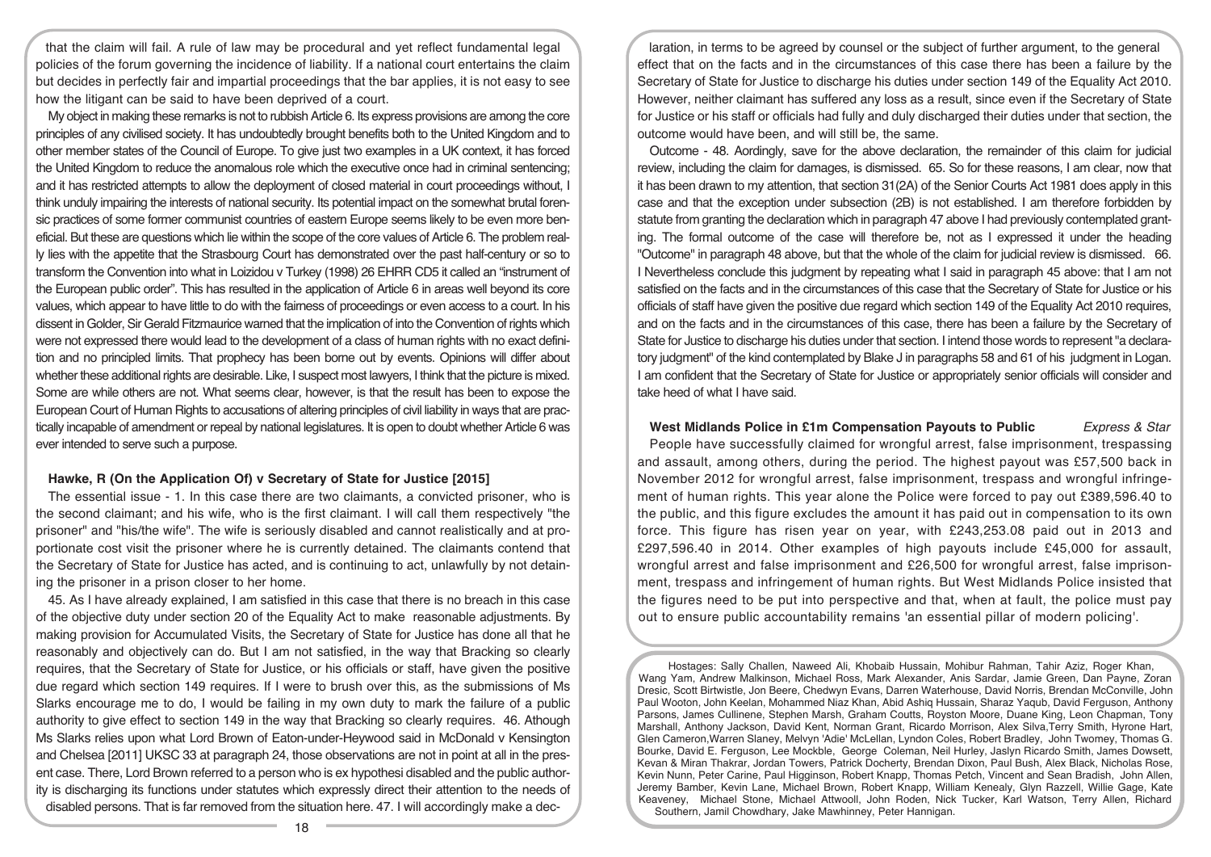that the claim will fail. A rule of law may be procedural and yet reflect fundamental legal policies of the forum governing the incidence of liability. If a national court entertains the claim but decides in perfectly fair and impartial proceedings that the bar applies, it is not easy to see how the litigant can be said to have been deprived of a court.

My object in making these remarks is not to rubbish Article 6. Its express provisions are among the core principles of any civilised society. It has undoubtedly brought benefits both to the United Kingdom and to other member states of the Council of Europe. To give just two examples in a UK context, it has forced the United Kingdom to reduce the anomalous role which the executive once had in criminal sentencing; and it has restricted attempts to allow the deployment of closed material in court proceedings without, I think unduly impairing the interests of national security. Its potential impact on the somewhat brutal forensic practices of some former communist countries of eastern Europe seems likely to be even more beneficial. But these are questions which lie within the scope of the core values of Article 6. The problem really lies with the appetite that the Strasbourg Court has demonstrated over the past half-century or so to transform the Convention into what in Loizidou v Turkey (1998) 26 EHRR CD5 it called an "instrument of the European public order". This has resulted in the application of Article 6 in areas well beyond its core values, which appear to have little to do with the fairness of proceedings or even access to a court. In his dissent in Golder, Sir Gerald Fitzmaurice warned that the implication of into the Convention of rights which were not expressed there would lead to the development of a class of human rights with no exact definition and no principled limits. That prophecy has been borne out by events. Opinions will differ about whether these additional rights are desirable. Like, I suspect most lawyers, I think that the picture is mixed. Some are while others are not. What seems clear, however, is that the result has been to expose the European Court of Human Rights to accusations of altering principles of civil liability in ways that are practically incapable of amendment or repeal by national legislatures. It is open to doubt whether Article 6 was ever intended to serve such a purpose.

**Hawke, R (On the Application Of) v Secretary of State for Justice [2015]**

The essential issue - 1. In this case there are two claimants, a convicted prisoner, who is the second claimant; and his wife, who is the first claimant. I will call them respectively "the prisoner" and "his/the wife". The wife is seriously disabled and cannot realistically and at proportionate cost visit the prisoner where he is currently detained. The claimants contend that the Secretary of State for Justice has acted, and is continuing to act, unlawfully by not detaining the prisoner in a prison closer to her home.

45. As I have already explained, I am satisfied in this case that there is no breach in this case of the objective duty under section 20 of the Equality Act to make reasonable adjustments. By making provision for Accumulated Visits, the Secretary of State for Justice has done all that he reasonably and objectively can do. But I am not satisfied, in the way that Bracking so clearly requires, that the Secretary of State for Justice, or his officials or staff, have given the positive due regard which section 149 requires. If I were to brush over this, as the submissions of Ms Slarks encourage me to do, I would be failing in my own duty to mark the failure of a public authority to give effect to section 149 in the way that Bracking so clearly requires. 46. Although Ms Slarks relies upon what Lord Brown of Eaton-under-Heywood said in McDonald v Kensington and Chelsea [2011] UKSC 33 at paragraph 24, those observations are not in point at all in the present case. There, Lord Brown referred to a person who is ex hypothesi disabled and the public authority is discharging its functions under statutes which expressly direct their attention to the needs of disabled persons. That is far removed from the situation here. 47. I will accordingly make a declaration, in terms to be agreed by counsel or the subject of further argument, to the general effect that on the facts and in the circumstances of this case there has been a failure by the Secretary of State for Justice to discharge his duties under section 149 of the Equality Act 2010. However, neither claimant has suffered any loss as a result, since even if the Secretary of State for Justice or his staff or officials had fully and duly discharged their duties under that section, the outcome would have been, and will still be, the same.

Outcome - 48. Aordingly, save for the above declaration, the remainder of this claim for judicial review, including the claim for damages, is dismissed. 65. So for these reasons, I am clear, now that it has been drawn to my attention, that section 31(2A) of the Senior Courts Act 1981 does apply in this case and that the exception under subsection (2B) is not established. I am therefore forbidden by statute from granting the declaration which in paragraph 47 above I had previously contemplated granting. The formal outcome of the case will therefore be, not as I expressed it under the heading "Outcome" in paragraph 48 above, but that the whole of the claim for judicial review is dismissed. 66. I Nevertheless conclude this judgment by repeating what I said in paragraph 45 above: that I am not satisfied on the facts and in the circumstances of this case that the Secretary of State for Justice or his officials of staff have given the positive due regard which section 149 of the Equality Act 2010 requires, and on the facts and in the circumstances of this case, there has been a failure by the Secretary of State for Justice to discharge his duties under that section. I intend those words to represent "a declaratory judgment" of the kind contemplated by Blake J in paragraphs 58 and 61 of his judgment in Logan. I am confident that the Secretary of State for Justice or appropriately senior officials will consider and take heed of what I have said.

**West Midlands Police in £1m Compensation Payouts to Public** *Express & Star*

People have successfully claimed for wrongful arrest, false imprisonment, trespassing and assault, among others, during the period. The highest payout was £57,500 back in November 2012 for wrongful arrest, false imprisonment, trespass and wrongful infringement of human rights. This year alone the Police were forced to pay out £389,596.40 to the public, and this figure excludes the amount it has paid out in compensation to its own force. This figure has risen year on year, with £243,253.08 paid out in 2013 and £297,596.40 in 2014. Other examples of high payouts include £45,000 for assault, wrongful arrest and false imprisonment and £26,500 for wrongful arrest, false imprisonment, trespass and infringement of human rights. But West Midlands Police insisted that the figures need to be put into perspective and that, when at fault, the police must pay out to ensure public accountability remains 'an essential pillar of modern policing'.

Hostages: Sally Challen, Naweed Ali, Khobaib Hussain, Mohibur Rahman, Tahir Aziz, Roger Khan, Wang Yam, Andrew Malkinson, Michael Ross, Mark Alexander, Anis Sardar, Jamie Green, Dan Payne, Zoran Dresic, Scott Birtwistle, Jon Beere, Chedwyn Evans, Darren Waterhouse, David Norris, Brendan McConville, John Paul Wooton, John Keelan, Mohammed Niaz Khan, Abid Ashiq Hussain, Sharaz Yaqub, David Ferguson, Anthony Parsons, James Cullinene, Stephen Marsh, Graham Coutts, Royston Moore, Duane King, Leon Chapman, Tony Marshall, Anthony Jackson, David Kent, Norman Grant, Ricardo Morrison, Alex Silva,Terry Smith, Hyrone Hart, Glen Cameron,Warren Slaney, Melvyn 'Adie' McLellan, Lyndon Coles, Robert Bradley, John Twomey, Thomas G. Bourke, David E. Ferguson, Lee Mockble, George Coleman, Neil Hurley, Jaslyn Ricardo Smith, James Dowsett, Kevan & Miran Thakrar, Jordan Towers, Patrick Docherty, Brendan Dixon, Paul Bush, Alex Black, Nicholas Rose, Kevin Nunn, Peter Carine, Paul Higginson, Robert Knapp, Thomas Petch, Vincent and Sean Bradish, John Allen, Jeremy Bamber, Kevin Lane, Michael Brown, Robert Knapp, William Kenealy, Glyn Razzell, Willie Gage, Kate Keaveney, Michael Stone, Michael Attwooll, John Roden, Nick Tucker, Karl Watson, Terry Allen, Richard Southern, Jamil Chowdhary, Jake Mawhinney, Peter Hannigan.